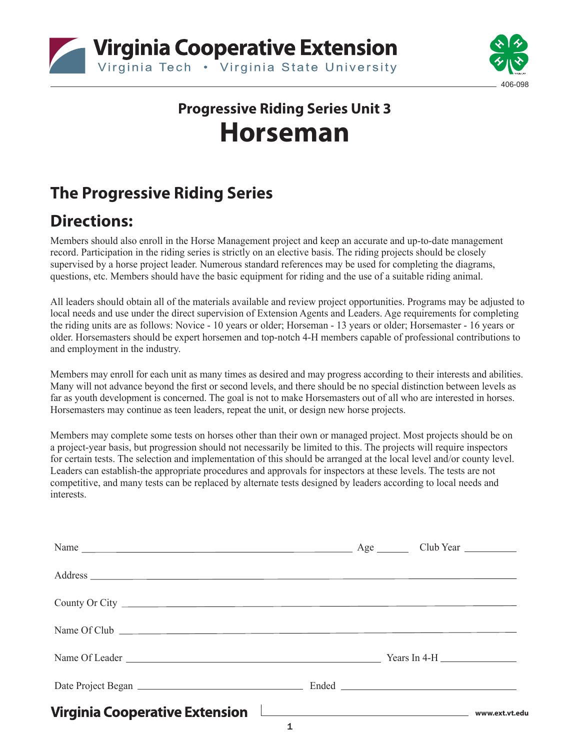Virginia Cooperative Extension
Virginia Tech • Virginia State University

406-098

## Progressive Riding Series Unit 3

# Horseman

## The Progressive Riding Series

## Directions:

Members should also enroll in the Horse Management project and keep an accurate and up-to-date management record. Participation in the riding series is strictly on an elective basis. The riding projects should be closely supervised by a horse project leader. Numerous standard references may be used for completing the diagrams, questions, etc. Members should have the basic equipment for riding and the use of a suitable riding animal.

All leaders should obtain all of the materials available and review project opportunities. Programs may be adjusted to local needs and use under the direct supervision of Extension Agents and Leaders. Age requirements for completing the riding units are as follows: Novice - 10 years or older; Horseman - 13 years or older; Horsemaster - 16 years or older. Horsemasters should be expert horsemen and top-notch 4-H members capable of professional contributions to and employment in the industry.

Members may enroll for each unit as many times as desired and may progress according to their interests and abilities. Many will not advance beyond the first or second levels, and there should be no special distinction between levels as far as youth development is concerned. The goal is not to make Horsemasters out of all who are interested in horses. Horsemasters may continue as teen leaders, repeat the unit, or design new horse projects.

Members may complete some tests on horses other than their own or managed project. Most projects should be on a project-year basis, but progression should not necessarily be limited to this. The projects will require inspectors for certain tests. The selection and implementation of this should be arranged at the local level and/or county level. Leaders can establish-the appropriate procedures and approvals for inspectors at these levels. The tests are not competitive, and many tests can be replaced by alternate tests designed by leaders according to local needs and interests.

Name ______________________________ Age ______ Club Year __________

Address ______________________________________________

County Or City ______________________________________________

Name Of Club ______________________________________________

Name Of Leader ______________________________ Years In 4-H ______________

Date Project Began ____________________ Ended ____________________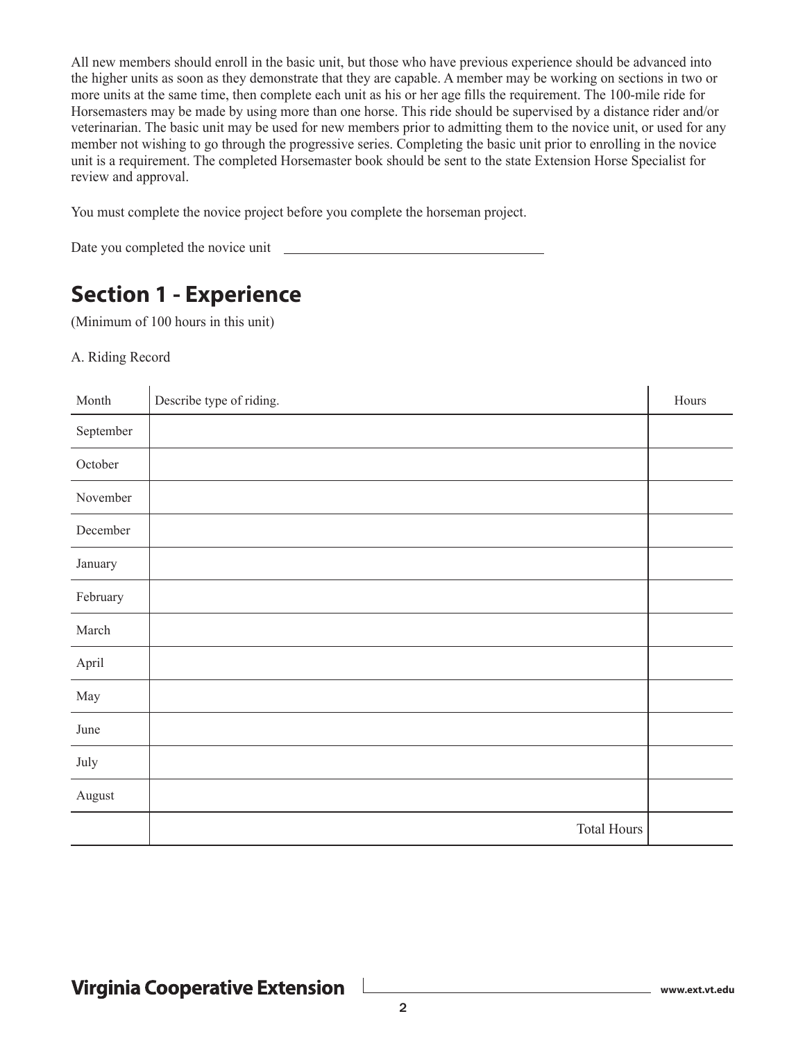All new members should enroll in the basic unit, but those who have previous experience should be advanced into the higher units as soon as they demonstrate that they are capable. A member may be working on sections in two or more units at the same time, then complete each unit as his or her age fills the requirement. The 100-mile ride for Horsemasters may be made by using more than one horse. This ride should be supervised by a distance rider and/or veterinarian. The basic unit may be used for new members prior to admitting them to the novice unit, or used for any member not wishing to go through the progressive series. Completing the basic unit prior to enrolling in the novice unit is a requirement. The completed Horsemaster book should be sent to the state Extension Horse Specialist for review and approval.

You must complete the novice project before you complete the horseman project.

Date you completed the novice unit ____________________________

## Section 1 - Experience

(Minimum of 100 hours in this unit)

A. Riding Record

| Month | Describe type of riding. | Hours |
|---|---|---|
| September | | |
| October | | |
| November | | |
| December | | |
| January | | |
| February | | |
| March | | |
| April | | |
| May | | |
| June | | |
| July | | |
| August | | |
| | Total Hours | |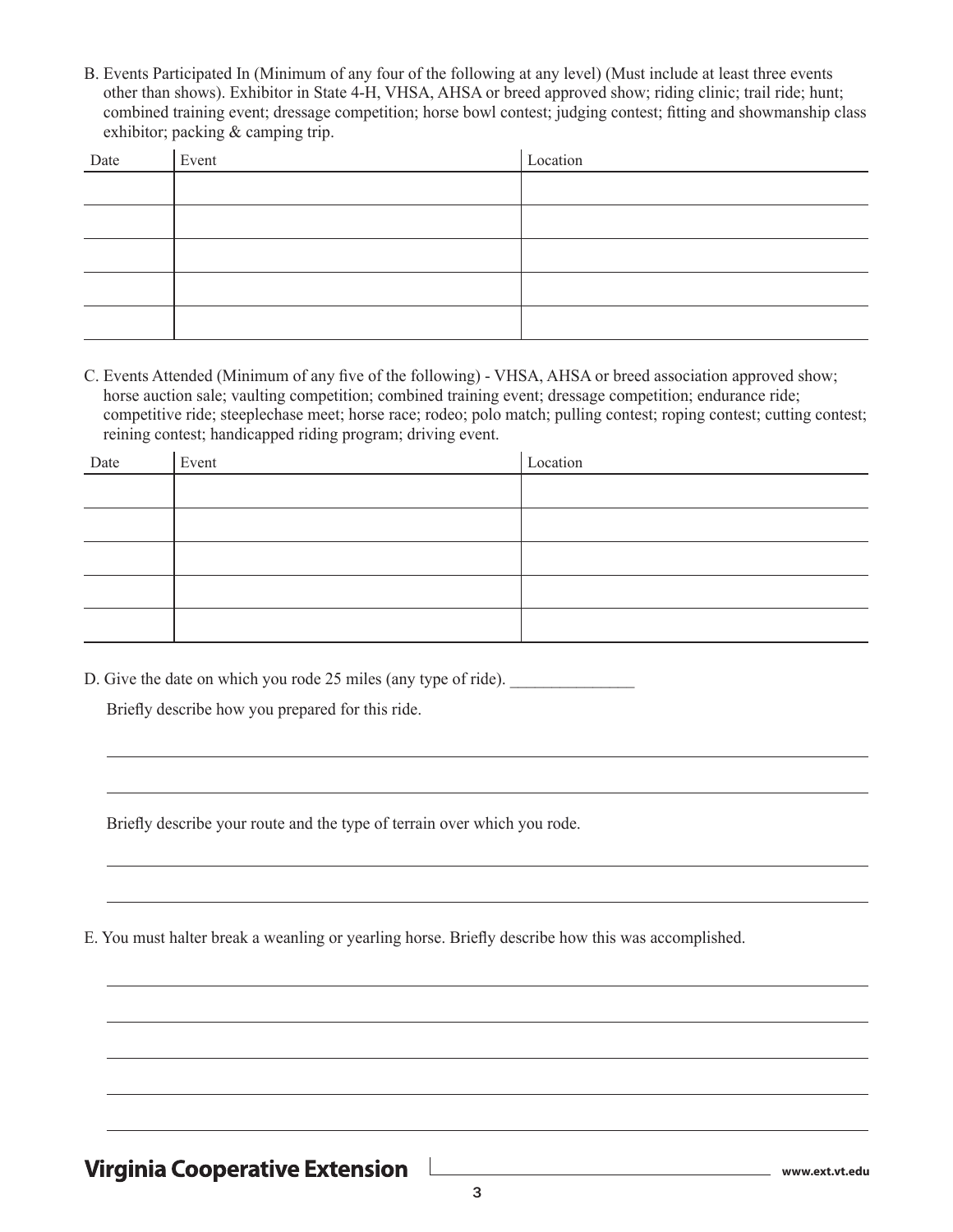B. Events Participated In (Minimum of any four of the following at any level) (Must include at least three events other than shows). Exhibitor in State 4-H, VHSA, AHSA or breed approved show; riding clinic; trail ride; hunt; combined training event; dressage competition; horse bowl contest; judging contest; fitting and showmanship class exhibitor; packing & camping trip.

| Date | Event | Location |
|---|---|---|
| | | |
| | | |
| | | |
| | | |
| | | |

C. Events Attended (Minimum of any five of the following) - VHSA, AHSA or breed association approved show; horse auction sale; vaulting competition; combined training event; dressage competition; endurance ride; competitive ride; steeplechase meet; horse race; rodeo; polo match; pulling contest; roping contest; cutting contest; reining contest; handicapped riding program; driving event.

| Date | Event | Location |
|---|---|---|
| | | |
| | | |
| | | |
| | | |
| | | |

D. Give the date on which you rode 25 miles (any type of ride). _______________

Briefly describe how you prepared for this ride.

_______________________________________________________________________________

_______________________________________________________________________________

Briefly describe your route and the type of terrain over which you rode.

_______________________________________________________________________________

_______________________________________________________________________________

E. You must halter break a weanling or yearling horse. Briefly describe how this was accomplished.

_______________________________________________________________________________

_______________________________________________________________________________

_______________________________________________________________________________

_______________________________________________________________________________

_______________________________________________________________________________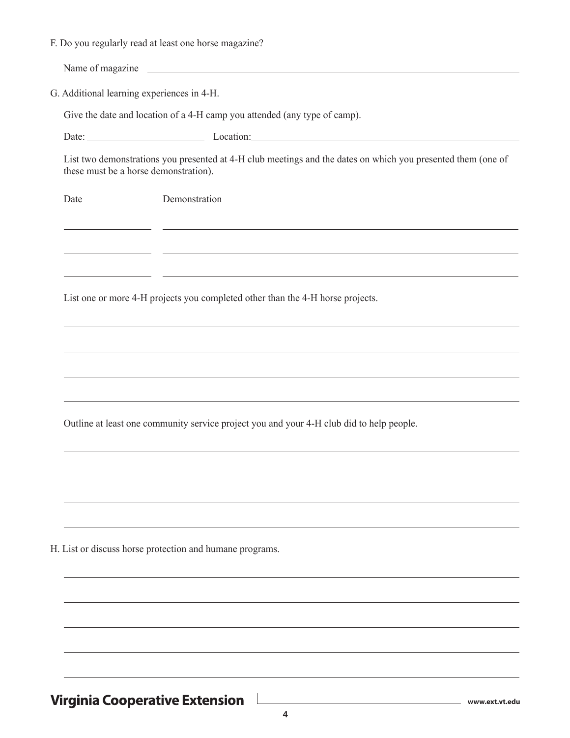F. Do you regularly read at least one horse magazine?

Name of magazine ______________________________________________

G. Additional learning experiences in 4-H.

Give the date and location of a 4-H camp you attended (any type of camp).

Date: ____________________ Location: ______________________________

List two demonstrations you presented at 4-H club meetings and the dates on which you presented them (one of these must be a horse demonstration).

| Date | Demonstration |
| --- | --- |
| | |
| | |
| | |

List one or more 4-H projects you completed other than the 4-H horse projects.

______________________________________________

______________________________________________

______________________________________________

______________________________________________

Outline at least one community service project you and your 4-H club did to help people.

______________________________________________

______________________________________________

______________________________________________

______________________________________________

H. List or discuss horse protection and humane programs.

______________________________________________

______________________________________________

______________________________________________

______________________________________________

______________________________________________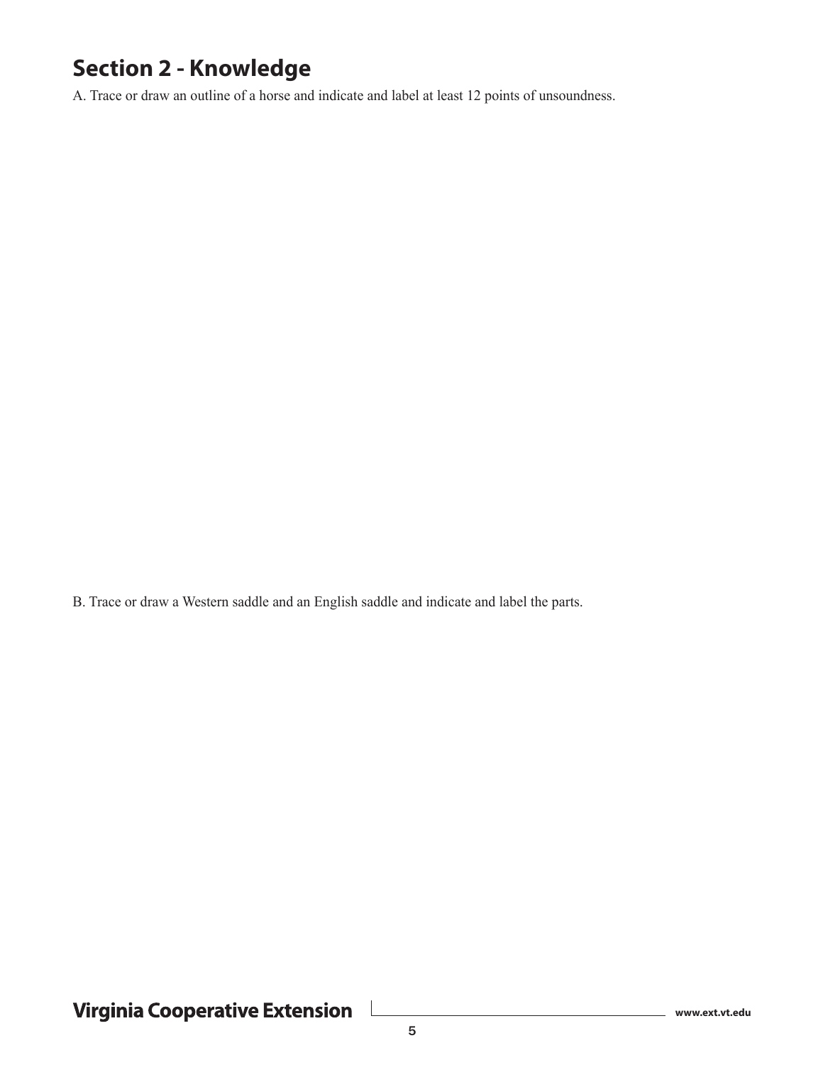## Section 2 - Knowledge

A. Trace or draw an outline of a horse and indicate and label at least 12 points of unsoundness.

B. Trace or draw a Western saddle and an English saddle and indicate and label the parts.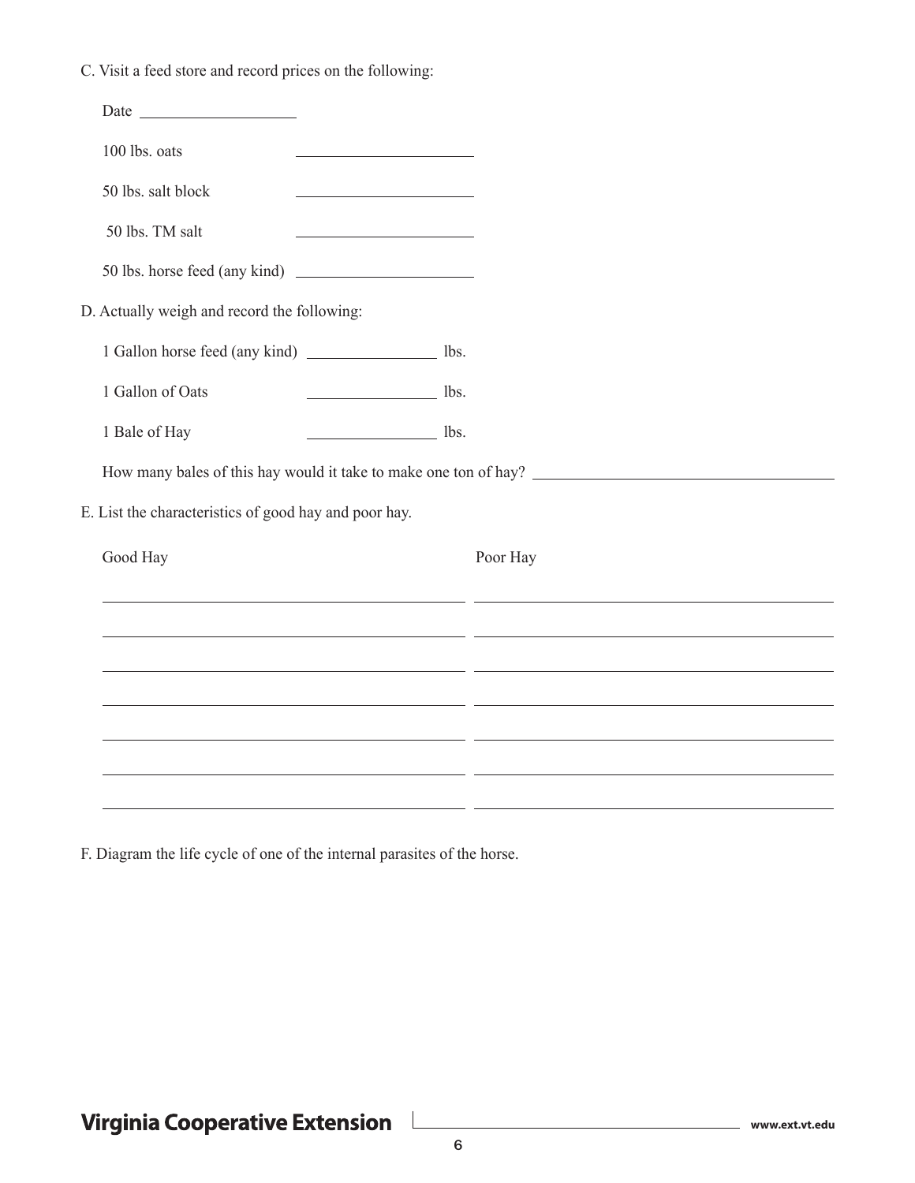C. Visit a feed store and record prices on the following:

Date ____________________

100 lbs. oats ______________________

50 lbs. salt block ______________________

50 lbs. TM salt ______________________

50 lbs. horse feed (any kind) ______________________

D. Actually weigh and record the following:

1 Gallon horse feed (any kind) ________________ lbs.

1 Gallon of Oats ________________ lbs.

1 Bale of Hay ________________ lbs.

How many bales of this hay would it take to make one ton of hay? ____________________________________

E. List the characteristics of good hay and poor hay.

| Good Hay | Poor Hay |
| --- | --- |
| | |
| | |
| | |
| | |
| | |
| | |
| | |

F. Diagram the life cycle of one of the internal parasites of the horse.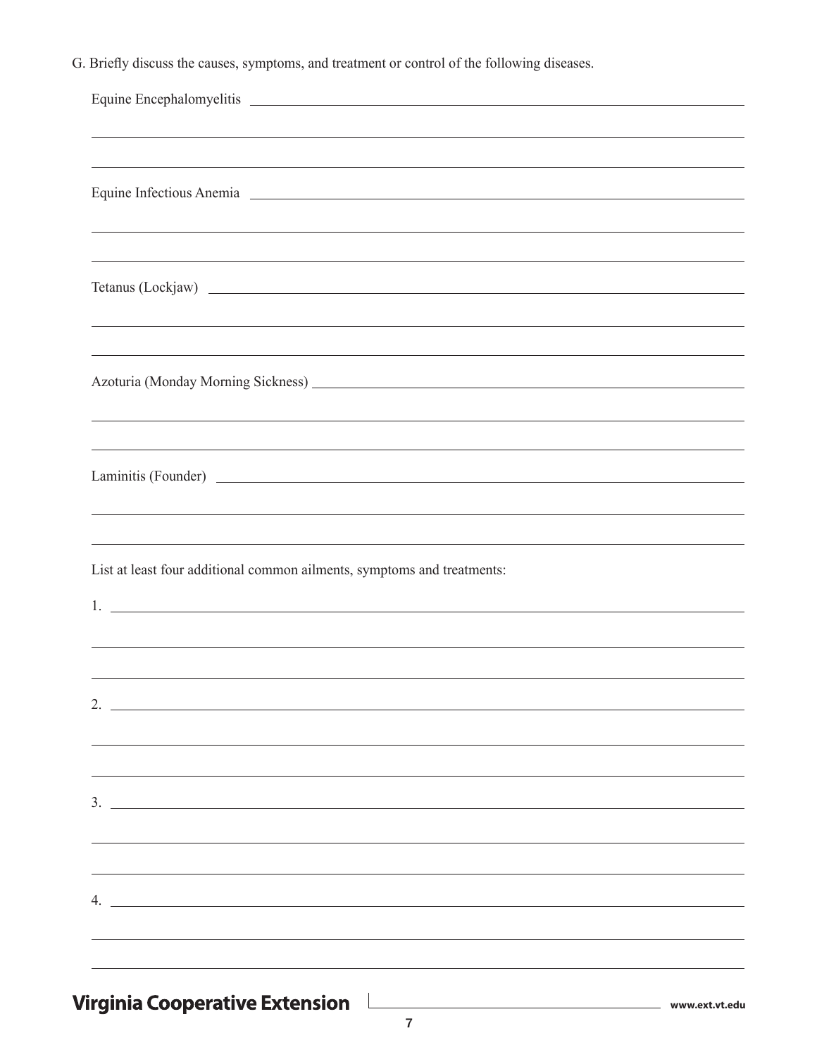G. Briefly discuss the causes, symptoms, and treatment or control of the following diseases.

Equine Encephalomyelitis ____________________________________________

____________________________________________

____________________________________________

Equine Infectious Anemia ____________________________________________

____________________________________________

____________________________________________

Tetanus (Lockjaw) ____________________________________________

____________________________________________

____________________________________________

Azoturia (Monday Morning Sickness) ____________________________________________

____________________________________________

____________________________________________

Laminitis (Founder) ____________________________________________

____________________________________________

____________________________________________

List at least four additional common ailments, symptoms and treatments:

1. ____________________________________________

____________________________________________

____________________________________________

2. ____________________________________________

____________________________________________

____________________________________________

3. ____________________________________________

____________________________________________

____________________________________________

4. ____________________________________________

____________________________________________

____________________________________________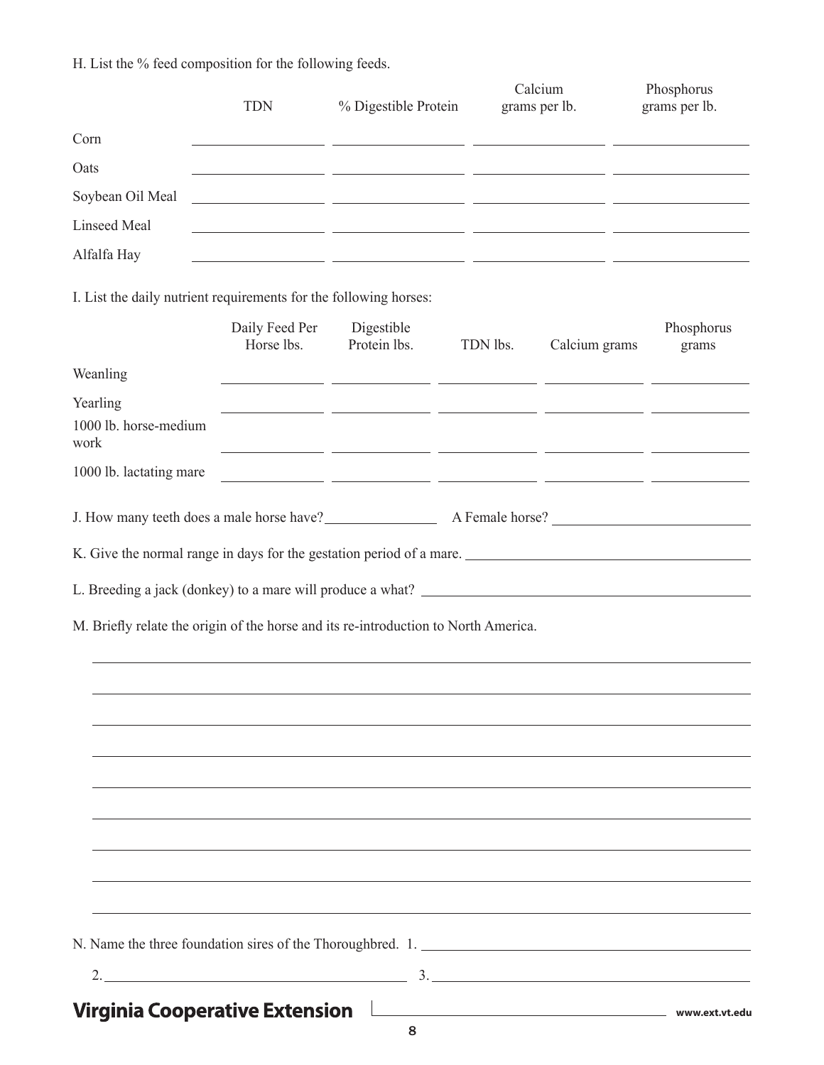H. List the % feed composition for the following feeds.

| | TDN | % Digestible Protein | Calcium grams per lb. | Phosphorus grams per lb. |
|---|---|---|---|---|
| Corn | | | | |
| Oats | | | | |
| Soybean Oil Meal | | | | |
| Linseed Meal | | | | |
| Alfalfa Hay | | | | |

I. List the daily nutrient requirements for the following horses:

| | Daily Feed Per Horse lbs. | Digestible Protein lbs. | TDN lbs. | Calcium grams | Phosphorus grams |
|---|---|---|---|---|---|
| Weanling | | | | | |
| Yearling | | | | | |
| 1000 lb. horse-medium work | | | | | |
| 1000 lb. lactating mare | | | | | |

J. How many teeth does a male horse have? ______________ A Female horse? ______________

K. Give the normal range in days for the gestation period of a mare. ______________

L. Breeding a jack (donkey) to a mare will produce a what? ______________

M. Briefly relate the origin of the horse and its re-introduction to North America.

______________________________________________________________________

______________________________________________________________________

______________________________________________________________________

______________________________________________________________________

______________________________________________________________________

______________________________________________________________________

______________________________________________________________________

______________________________________________________________________

______________________________________________________________________

N. Name the three foundation sires of the Thoroughbred. 1. ______________

2. ______________ 3. ______________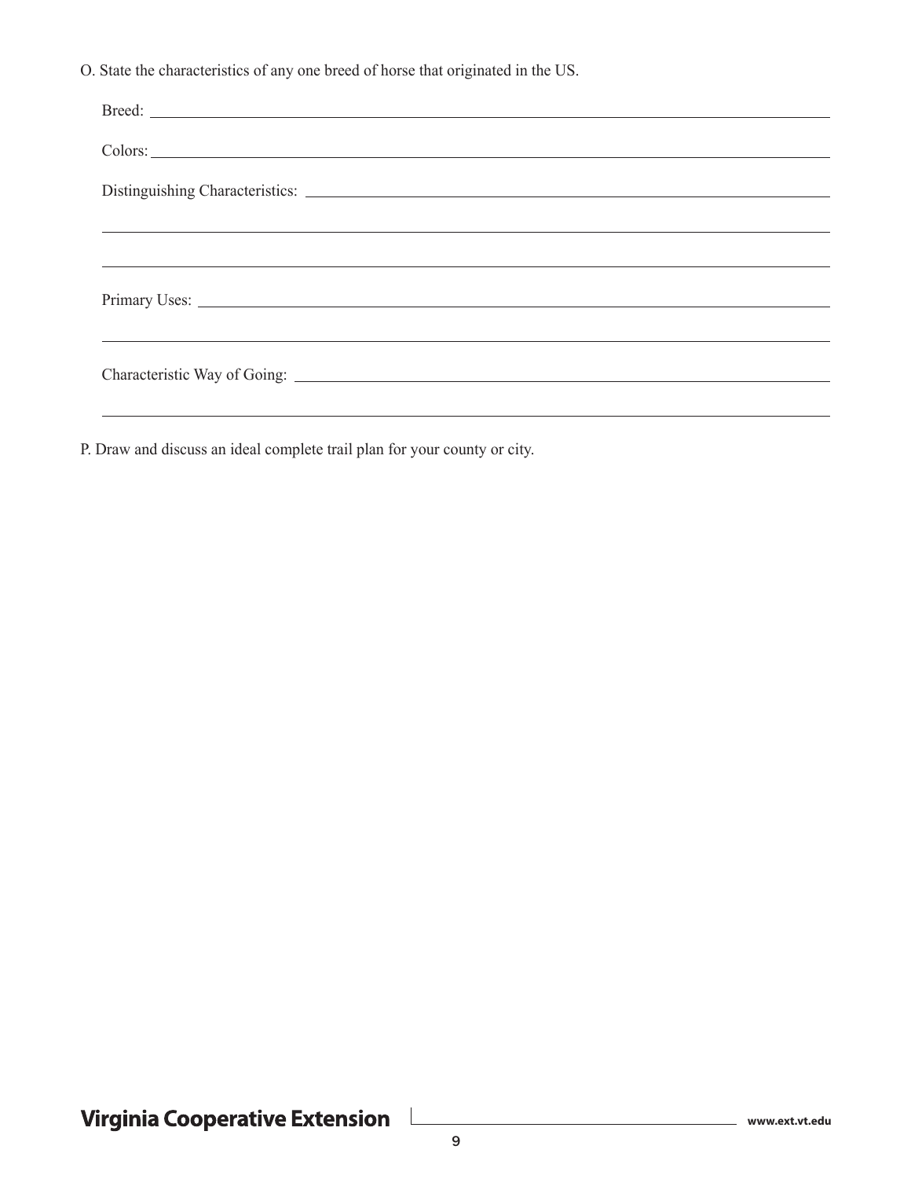O. State the characteristics of any one breed of horse that originated in the US.

Breed: ______________________________________________________________________

Colors: ______________________________________________________________________

Distinguishing Characteristics: ______________________________________________

______________________________________________________________________________

______________________________________________________________________________

Primary Uses: ________________________________________________________________

______________________________________________________________________________

Characteristic Way of Going: _________________________________________________

______________________________________________________________________________

P. Draw and discuss an ideal complete trail plan for your county or city.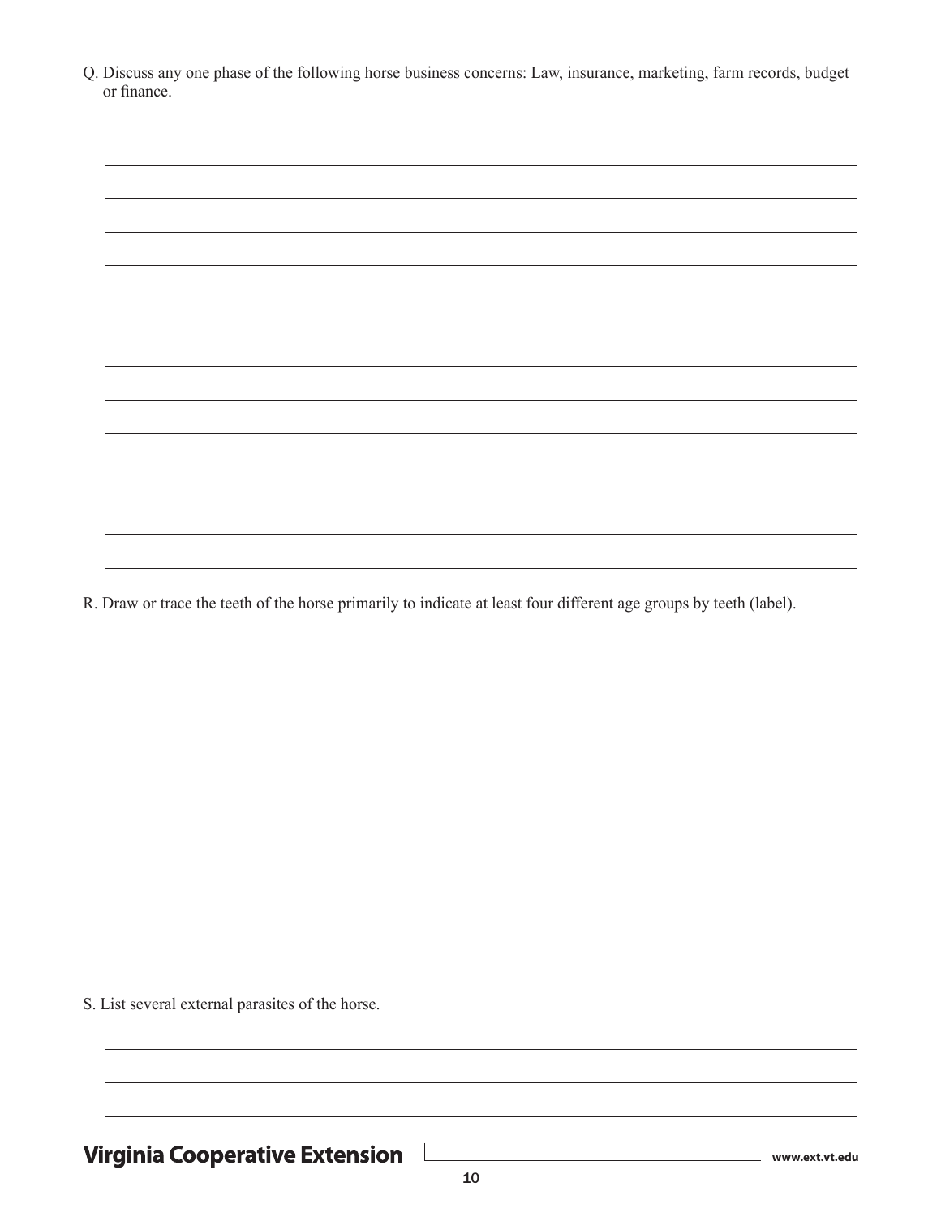Q. Discuss any one phase of the following horse business concerns: Law, insurance, marketing, farm records, budget or finance.

R. Draw or trace the teeth of the horse primarily to indicate at least four different age groups by teeth (label).

S. List several external parasites of the horse.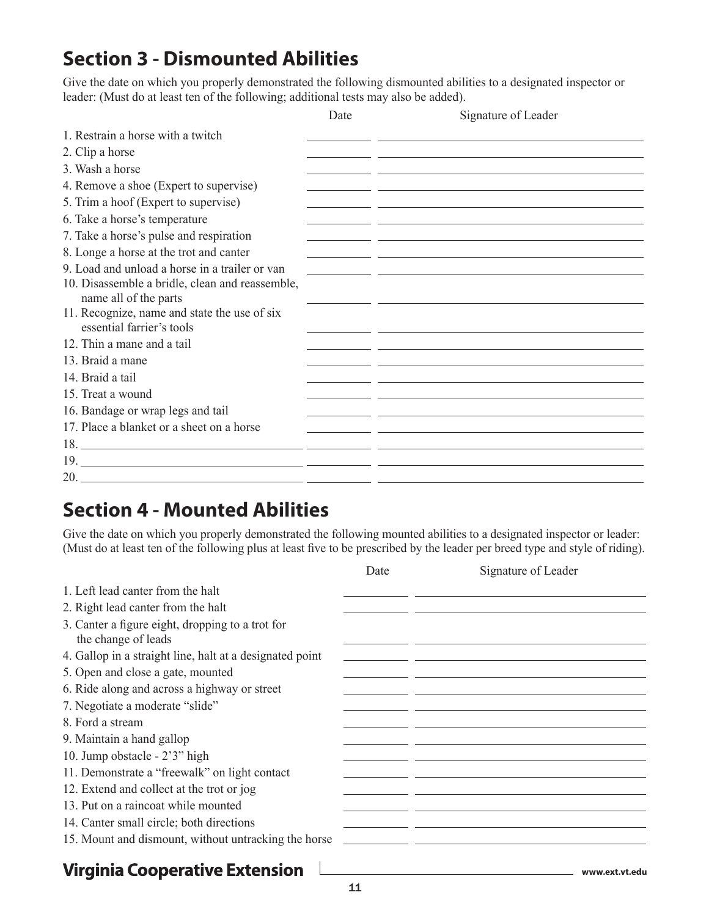## Section 3 - Dismounted Abilities

Give the date on which you properly demonstrated the following dismounted abilities to a designated inspector or leader: (Must do at least ten of the following; additional tests may also be added).

| | Date | Signature of Leader |
|---|---|---|
| 1. Restrain a horse with a twitch | | |
| 2. Clip a horse | | |
| 3. Wash a horse | | |
| 4. Remove a shoe (Expert to supervise) | | |
| 5. Trim a hoof (Expert to supervise) | | |
| 6. Take a horse's temperature | | |
| 7. Take a horse's pulse and respiration | | |
| 8. Longe a horse at the trot and canter | | |
| 9. Load and unload a horse in a trailer or van | | |
| 10. Disassemble a bridle, clean and reassemble, name all of the parts | | |
| 11. Recognize, name and state the use of six essential farrier's tools | | |
| 12. Thin a mane and a tail | | |
| 13. Braid a mane | | |
| 14. Braid a tail | | |
| 15. Treat a wound | | |
| 16. Bandage or wrap legs and tail | | |
| 17. Place a blanket or a sheet on a horse | | |
| 18. | | |
| 19. | | |
| 20. | | |

## Section 4 - Mounted Abilities

Give the date on which you properly demonstrated the following mounted abilities to a designated inspector or leader: (Must do at least ten of the following plus at least five to be prescribed by the leader per breed type and style of riding).

| | Date | Signature of Leader |
|---|---|---|
| 1. Left lead canter from the halt | | |
| 2. Right lead canter from the halt | | |
| 3. Canter a figure eight, dropping to a trot for the change of leads | | |
| 4. Gallop in a straight line, halt at a designated point | | |
| 5. Open and close a gate, mounted | | |
| 6. Ride along and across a highway or street | | |
| 7. Negotiate a moderate "slide" | | |
| 8. Ford a stream | | |
| 9. Maintain a hand gallop | | |
| 10. Jump obstacle - 2'3" high | | |
| 11. Demonstrate a "freewalk" on light contact | | |
| 12. Extend and collect at the trot or jog | | |
| 13. Put on a raincoat while mounted | | |
| 14. Canter small circle; both directions | | |
| 15. Mount and dismount, without untracking the horse | | |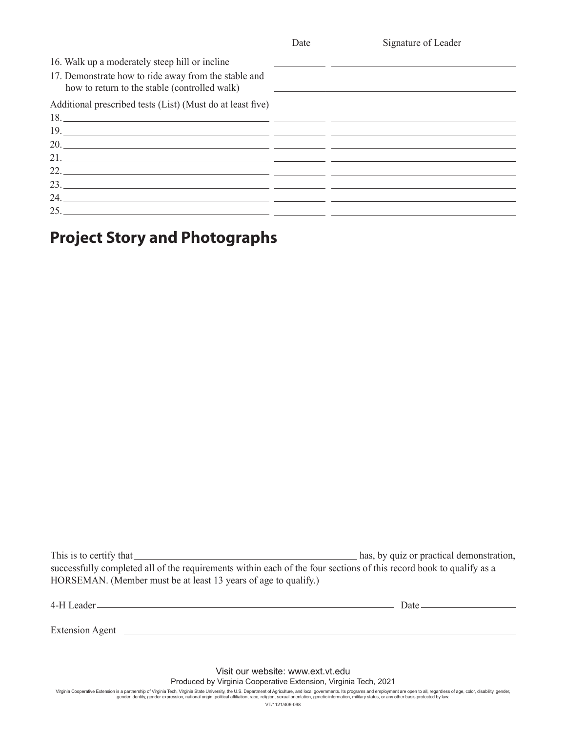| | Date | Signature of Leader |
|---|---|---|
| 16. Walk up a moderately steep hill or incline | | |
| 17. Demonstrate how to ride away from the stable and how to return to the stable (controlled walk) | | |
| Additional prescribed tests (List) (Must do at least five) | | |
| 18. | | |
| 19. | | |
| 20. | | |
| 21. | | |
| 22. | | |
| 23. | | |
| 24. | | |
| 25. | | |

## Project Story and Photographs

This is to certify that ______________________________ has, by quiz or practical demonstration, successfully completed all of the requirements within each of the four sections of this record book to qualify as a HORSEMAN. (Member must be at least 13 years of age to qualify.)

4-H Leader ______________________________ Date ______________

Extension Agent ______________________________

Visit our website: www.ext.vt.edu

Produced by Virginia Cooperative Extension, Virginia Tech, 2021

Virginia Cooperative Extension is a partnership of Virginia Tech, Virginia State University, the U.S. Department of Agriculture, and local governments. Its programs and employment are open to all, regardless of age, color, disability, gender, gender identity, gender expression, national origin, political affiliation, race, religion, sexual orientation, genetic information, military status, or any other basis protected by law.

VT/1121/406-098